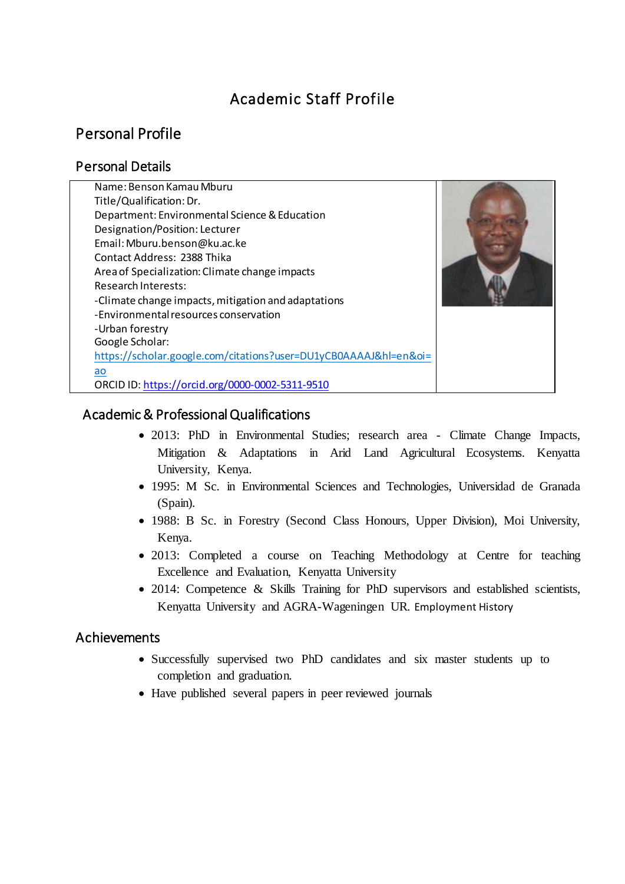# Academic Staff Profile

## Personal Profile

### Personal Details

Name: Benson Kamau Mburu
Title/Qualification: Dr.
Department: Environmental Science & Education
Designation/Position: Lecturer
Email: Mburu.benson@ku.ac.ke
Contact Address: 2388 Thika
Area of Specialization: Climate change impacts
Research Interests:
-Climate change impacts, mitigation and adaptations
-Environmental resources conservation
-Urban forestry
Google Scholar:
https://scholar.google.com/citations?user=DU1yCB0AAAAJ&hl=en&oi=ao
ORCID ID: https://orcid.org/0000-0002-5311-9510

### Academic & Professional Qualifications

- 2013: PhD in Environmental Studies; research area - Climate Change Impacts, Mitigation & Adaptations in Arid Land Agricultural Ecosystems. Kenyatta University, Kenya.
- 1995: M Sc. in Environmental Sciences and Technologies, Universidad de Granada (Spain).
- 1988: B Sc. in Forestry (Second Class Honours, Upper Division), Moi University, Kenya.
- 2013: Completed a course on Teaching Methodology at Centre for teaching Excellence and Evaluation, Kenyatta University
- 2014: Competence & Skills Training for PhD supervisors and established scientists, Kenyatta University and AGRA-Wageningen UR. Employment History

### Achievements

- Successfully supervised two PhD candidates and six master students up to completion and graduation.
- Have published several papers in peer reviewed journals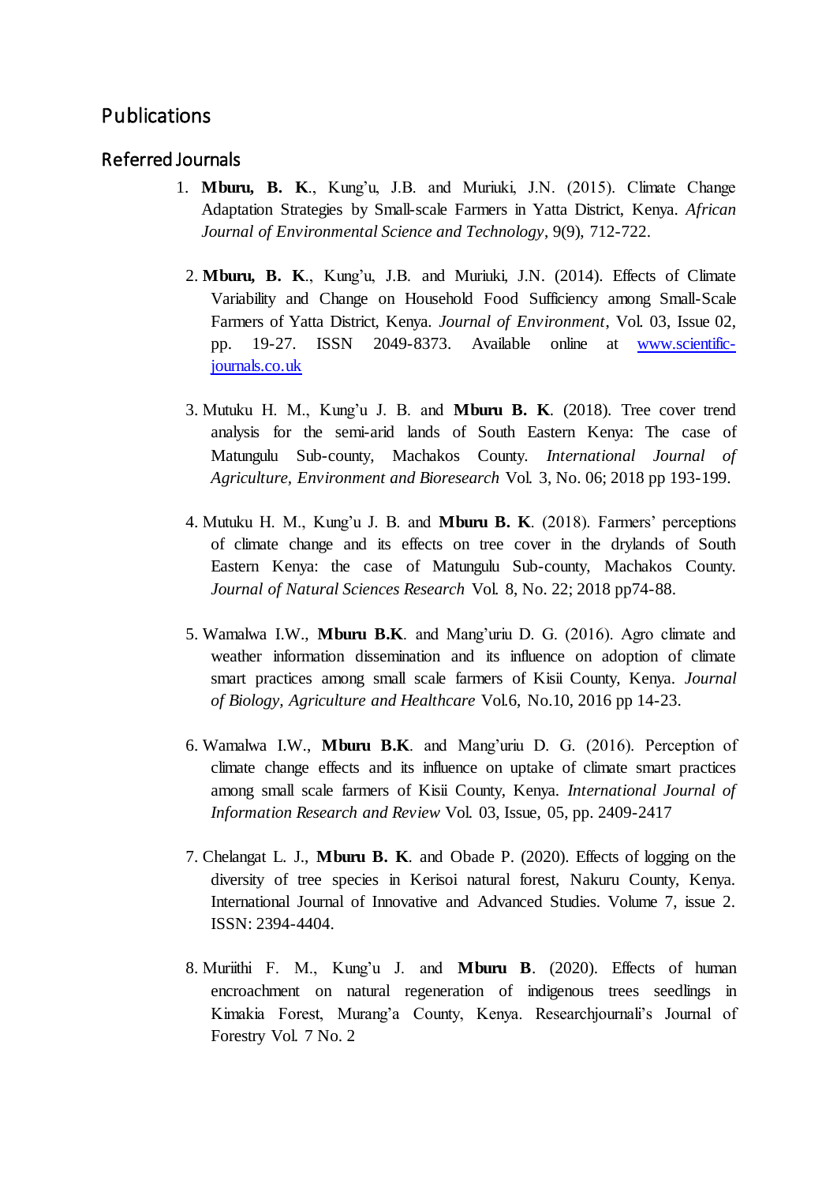# Publications

## Referred Journals

1. **Mburu, B. K**., Kung'u, J.B. and Muriuki, J.N. (2015). Climate Change Adaptation Strategies by Small-scale Farmers in Yatta District, Kenya. *African Journal of Environmental Science and Technology*, 9(9), 712-722.

2. **Mburu, B. K**., Kung'u, J.B. and Muriuki, J.N. (2014). Effects of Climate Variability and Change on Household Food Sufficiency among Small-Scale Farmers of Yatta District, Kenya. *Journal of Environment*, Vol. 03, Issue 02, pp. 19-27. ISSN 2049-8373. Available online at [www.scientific-journals.co.uk](www.scientific-journals.co.uk)

3. Mutuku H. M., Kung'u J. B. and **Mburu B. K**. (2018). Tree cover trend analysis for the semi-arid lands of South Eastern Kenya: The case of Matungulu Sub-county, Machakos County. *International Journal of Agriculture, Environment and Bioresearch* Vol. 3, No. 06; 2018 pp 193-199.

4. Mutuku H. M., Kung'u J. B. and **Mburu B. K**. (2018). Farmers' perceptions of climate change and its effects on tree cover in the drylands of South Eastern Kenya: the case of Matungulu Sub-county, Machakos County. *Journal of Natural Sciences Research* Vol. 8, No. 22; 2018 pp74-88.

5. Wamalwa I.W., **Mburu B.K**. and Mang'uriu D. G. (2016). Agro climate and weather information dissemination and its influence on adoption of climate smart practices among small scale farmers of Kisii County, Kenya. *Journal of Biology, Agriculture and Healthcare* Vol.6, No.10, 2016 pp 14-23.

6. Wamalwa I.W., **Mburu B.K**. and Mang'uriu D. G. (2016). Perception of climate change effects and its influence on uptake of climate smart practices among small scale farmers of Kisii County, Kenya. *International Journal of Information Research and Review* Vol. 03, Issue, 05, pp. 2409-2417

7. Chelangat L. J., **Mburu B. K**. and Obade P. (2020). Effects of logging on the diversity of tree species in Kerisoi natural forest, Nakuru County, Kenya. International Journal of Innovative and Advanced Studies. Volume 7, issue 2. ISSN: 2394-4404.

8. Muriithi F. M., Kung'u J. and **Mburu B**. (2020). Effects of human encroachment on natural regeneration of indigenous trees seedlings in Kimakia Forest, Murang'a County, Kenya. Researchjournali's Journal of Forestry Vol. 7 No. 2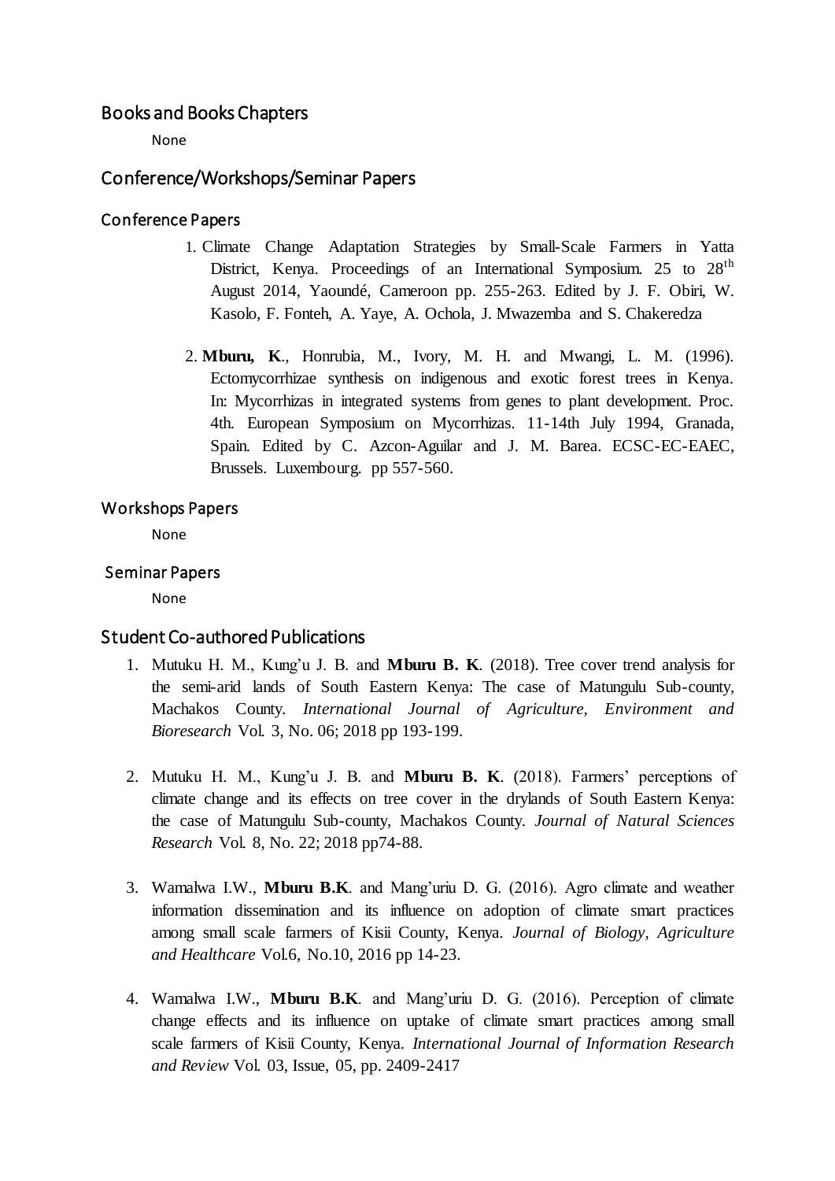## Books and Books Chapters

None

## Conference/Workshops/Seminar Papers

### Conference Papers

1. Climate Change Adaptation Strategies by Small-Scale Farmers in Yatta District, Kenya. Proceedings of an International Symposium. 25 to $28^{th}$ August 2014, Yaoundé, Cameroon pp. 255-263. Edited by J. F. Obiri, W. Kasolo, F. Fonteh, A. Yaye, A. Ochola, J. Mwazemba and S. Chakeredza

2. **Mburu, K**., Honrubia, M., Ivory, M. H. and Mwangi, L. M. (1996). Ectomycorrhizae synthesis on indigenous and exotic forest trees in Kenya. In: Mycorrhizas in integrated systems from genes to plant development. Proc. 4th. European Symposium on Mycorrhizas. 11-14th July 1994, Granada, Spain. Edited by C. Azcon-Aguilar and J. M. Barea. ECSC-EC-EAEC, Brussels. Luxembourg. pp 557-560.

### Workshops Papers

None

### Seminar Papers

None

## Student Co-authored Publications

1. Mutuku H. M., Kung'u J. B. and **Mburu B. K**. (2018). Tree cover trend analysis for the semi-arid lands of South Eastern Kenya: The case of Matungulu Sub-county, Machakos County. *International Journal of Agriculture, Environment and Bioresearch* Vol. 3, No. 06; 2018 pp 193-199.

2. Mutuku H. M., Kung'u J. B. and **Mburu B. K**. (2018). Farmers' perceptions of climate change and its effects on tree cover in the drylands of South Eastern Kenya: the case of Matungulu Sub-county, Machakos County. *Journal of Natural Sciences Research* Vol. 8, No. 22; 2018 pp74-88.

3. Wamalwa I.W., **Mburu B.K**. and Mang'uriu D. G. (2016). Agro climate and weather information dissemination and its influence on adoption of climate smart practices among small scale farmers of Kisii County, Kenya. *Journal of Biology, Agriculture and Healthcare* Vol.6, No.10, 2016 pp 14-23.

4. Wamalwa I.W., **Mburu B.K**. and Mang'uriu D. G. (2016). Perception of climate change effects and its influence on uptake of climate smart practices among small scale farmers of Kisii County, Kenya. *International Journal of Information Research and Review* Vol. 03, Issue, 05, pp. 2409-2417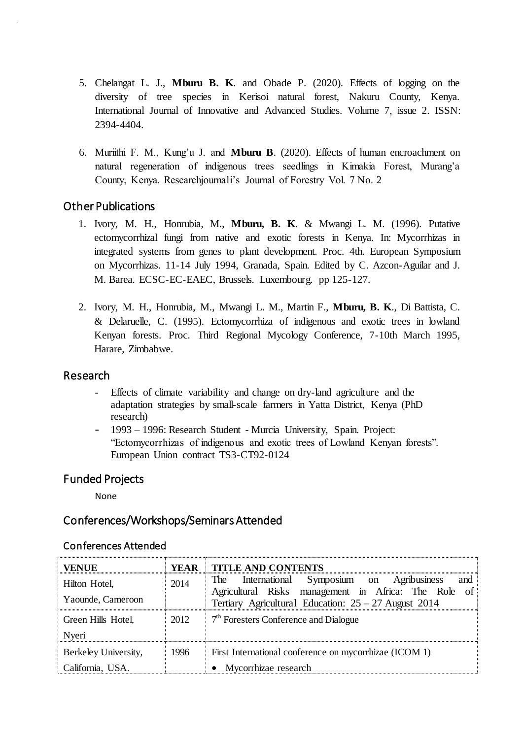5. Chelangat L. J., **Mburu B. K**. and Obade P. (2020). Effects of logging on the diversity of tree species in Kerisoi natural forest, Nakuru County, Kenya. International Journal of Innovative and Advanced Studies. Volume 7, issue 2. ISSN: 2394-4404.

6. Muriithi F. M., Kung'u J. and **Mburu B**. (2020). Effects of human encroachment on natural regeneration of indigenous trees seedlings in Kimakia Forest, Murang'a County, Kenya. Researchjournali's Journal of Forestry Vol. 7 No. 2

## Other Publications

1. Ivory, M. H., Honrubia, M., **Mburu, B. K**. & Mwangi L. M. (1996). Putative ectomycorrhizal fungi from native and exotic forests in Kenya. In: Mycorrhizas in integrated systems from genes to plant development. Proc. 4th. European Symposium on Mycorrhizas. 11-14 July 1994, Granada, Spain. Edited by C. Azcon-Aguilar and J. M. Barea. ECSC-EC-EAEC, Brussels. Luxembourg. pp 125-127.

2. Ivory, M. H., Honrubia, M., Mwangi L. M., Martin F., **Mburu, B. K**., Di Battista, C. & Delaruelle, C. (1995). Ectomycorrhiza of indigenous and exotic trees in lowland Kenyan forests. Proc. Third Regional Mycology Conference, 7-10th March 1995, Harare, Zimbabwe.

## Research

- Effects of climate variability and change on dry-land agriculture and the adaptation strategies by small-scale farmers in Yatta District, Kenya (PhD research)
- 1993 – 1996: Research Student - Murcia University, Spain. Project: "Ectomycorrhizas of indigenous and exotic trees of Lowland Kenyan forests". European Union contract TS3-CT92-0124

## Funded Projects

None

## Conferences/Workshops/Seminars Attended

### Conferences Attended

| VENUE | YEAR | TITLE AND CONTENTS |
|---|---|---|
| Hilton Hotel, Yaounde, Cameroon | 2014 | The International Symposium on Agribusiness and Agricultural Risks management in Africa: The Role of Tertiary Agricultural Education: 25 – 27 August 2014 |
| Green Hills Hotel, Nyeri | 2012 | 7th Foresters Conference and Dialogue |
| Berkeley University, California, USA. | 1996 | First International conference on mycorrhizae (ICOM 1)<br>• Mycorrhizae research |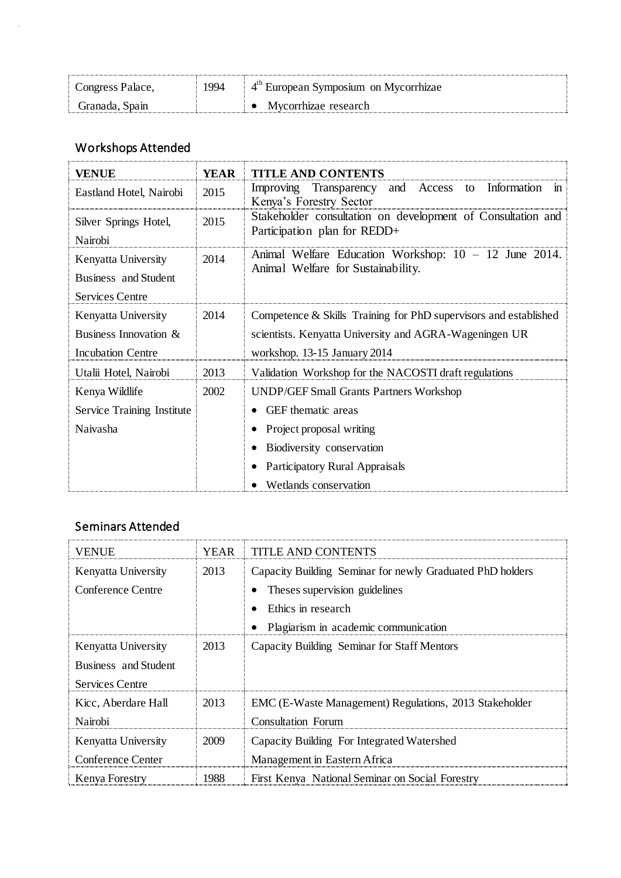| Congress Palace, Granada, Spain | 1994 | 4th European Symposium on Mycorrhizae<br>• Mycorrhizae research |
|---|---|---|

## Workshops Attended

| **VENUE** | **YEAR** | **TITLE AND CONTENTS** |
|---|---|---|
| Eastland Hotel, Nairobi | 2015 | Improving Transparency and Access to Information in Kenya's Forestry Sector |
| Silver Springs Hotel, Nairobi | 2015 | Stakeholder consultation on development of Consultation and Participation plan for REDD+ |
| Kenyatta University Business and Student Services Centre | 2014 | Animal Welfare Education Workshop: 10 – 12 June 2014. Animal Welfare for Sustainability. |
| Kenyatta University Business Innovation & Incubation Centre | 2014 | Competence & Skills Training for PhD supervisors and established scientists. Kenyatta University and AGRA-Wageningen UR workshop. 13-15 January 2014 |
| Utalii Hotel, Nairobi | 2013 | Validation Workshop for the NACOSTI draft regulations |
| Kenya Wildlife Service Training Institute Naivasha | 2002 | UNDP/GEF Small Grants Partners Workshop<br>• GEF thematic areas<br>• Project proposal writing<br>• Biodiversity conservation<br>• Participatory Rural Appraisals<br>• Wetlands conservation |

## Seminars Attended

| VENUE | YEAR | TITLE AND CONTENTS |
|---|---|---|
| Kenyatta University Conference Centre | 2013 | Capacity Building Seminar for newly Graduated PhD holders<br>• Theses supervision guidelines<br>• Ethics in research<br>• Plagiarism in academic communication |
| Kenyatta University Business and Student Services Centre | 2013 | Capacity Building Seminar for Staff Mentors |
| Kicc, Aberdare Hall Nairobi | 2013 | EMC (E-Waste Management) Regulations, 2013 Stakeholder Consultation Forum |
| Kenyatta University Conference Center | 2009 | Capacity Building For Integrated Watershed Management in Eastern Africa |
| Kenya Forestry | 1988 | First Kenya National Seminar on Social Forestry |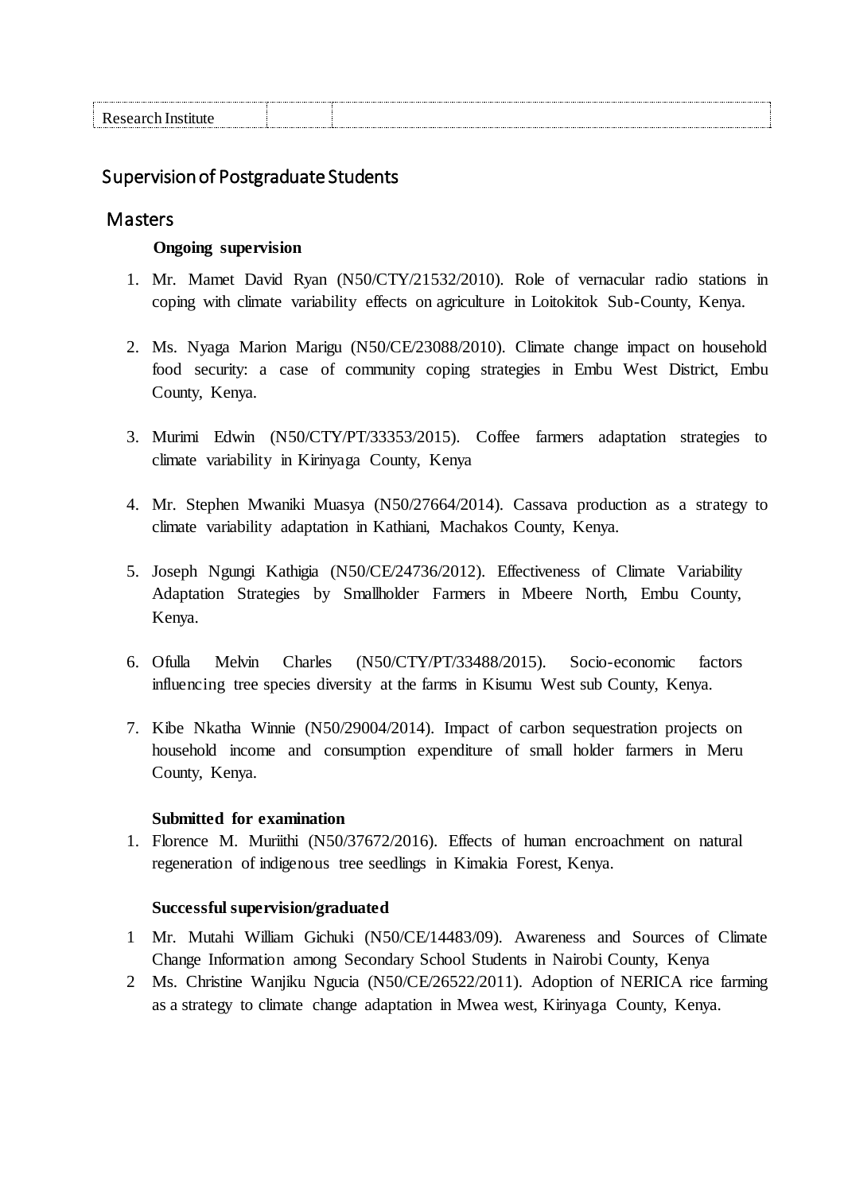| Research Institute | | |
|---|---|---|

## Supervision of Postgraduate Students

### Masters

**Ongoing supervision**

1. Mr. Mamet David Ryan (N50/CTY/21532/2010). Role of vernacular radio stations in coping with climate variability effects on agriculture in Loitokitok Sub-County, Kenya.

2. Ms. Nyaga Marion Marigu (N50/CE/23088/2010). Climate change impact on household food security: a case of community coping strategies in Embu West District, Embu County, Kenya.

3. Murimi Edwin (N50/CTY/PT/33353/2015). Coffee farmers adaptation strategies to climate variability in Kirinyaga County, Kenya

4. Mr. Stephen Mwaniki Muasya (N50/27664/2014). Cassava production as a strategy to climate variability adaptation in Kathiani, Machakos County, Kenya.

5. Joseph Ngungi Kathigia (N50/CE/24736/2012). Effectiveness of Climate Variability Adaptation Strategies by Smallholder Farmers in Mbeere North, Embu County, Kenya.

6. Ofulla Melvin Charles (N50/CTY/PT/33488/2015). Socio-economic factors influencing tree species diversity at the farms in Kisumu West sub County, Kenya.

7. Kibe Nkatha Winnie (N50/29004/2014). Impact of carbon sequestration projects on household income and consumption expenditure of small holder farmers in Meru County, Kenya.

**Submitted for examination**

1. Florence M. Muriithi (N50/37672/2016). Effects of human encroachment on natural regeneration of indigenous tree seedlings in Kimakia Forest, Kenya.

**Successful supervision/graduated**

1 Mr. Mutahi William Gichuki (N50/CE/14483/09). Awareness and Sources of Climate Change Information among Secondary School Students in Nairobi County, Kenya

2 Ms. Christine Wanjiku Ngucia (N50/CE/26522/2011). Adoption of NERICA rice farming as a strategy to climate change adaptation in Mwea west, Kirinyaga County, Kenya.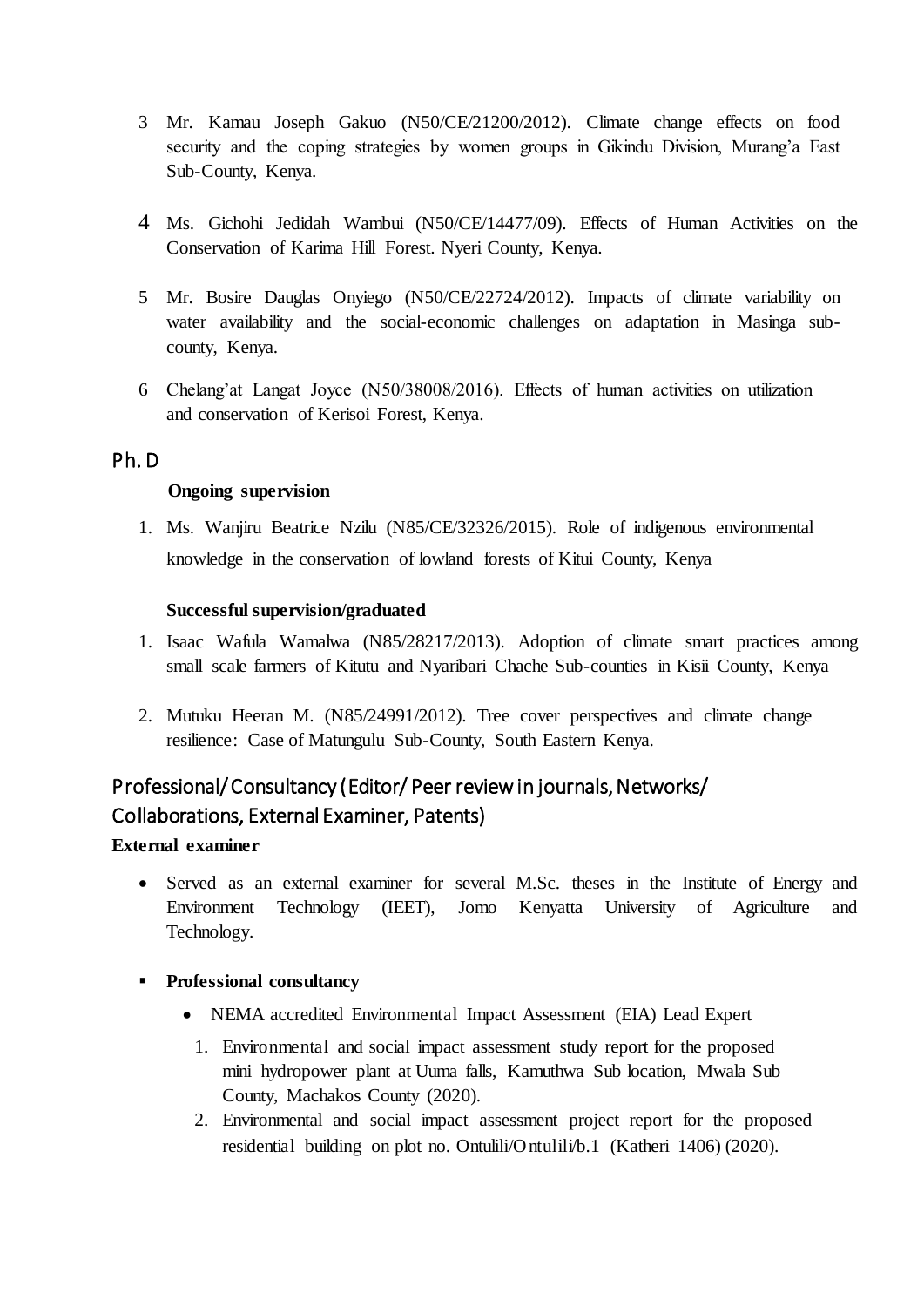3 Mr. Kamau Joseph Gakuo (N50/CE/21200/2012). Climate change effects on food security and the coping strategies by women groups in Gikindu Division, Murang'a East Sub-County, Kenya.

4 Ms. Gichohi Jedidah Wambui (N50/CE/14477/09). Effects of Human Activities on the Conservation of Karima Hill Forest. Nyeri County, Kenya.

5 Mr. Bosire Dauglas Onyiego (N50/CE/22724/2012). Impacts of climate variability on water availability and the social-economic challenges on adaptation in Masinga sub-county, Kenya.

6 Chelang'at Langat Joyce (N50/38008/2016). Effects of human activities on utilization and conservation of Kerisoi Forest, Kenya.

## Ph. D

**Ongoing supervision**

1. Ms. Wanjiru Beatrice Nzilu (N85/CE/32326/2015). Role of indigenous environmental knowledge in the conservation of lowland forests of Kitui County, Kenya

**Successful supervision/graduated**

1. Isaac Wafula Wamalwa (N85/28217/2013). Adoption of climate smart practices among small scale farmers of Kitutu and Nyaribari Chache Sub-counties in Kisii County, Kenya
2. Mutuku Heeran M. (N85/24991/2012). Tree cover perspectives and climate change resilience: Case of Matungulu Sub-County, South Eastern Kenya.

## Professional/ Consultancy (Editor/ Peer review in journals, Networks/ Collaborations, External Examiner, Patents)

**External examiner**

- Served as an external examiner for several M.Sc. theses in the Institute of Energy and Environment Technology (IEET), Jomo Kenyatta University of Agriculture and Technology.

- **Professional consultancy**
  - NEMA accredited Environmental Impact Assessment (EIA) Lead Expert
    1. Environmental and social impact assessment study report for the proposed mini hydropower plant at Uuma falls, Kamuthwa Sub location, Mwala Sub County, Machakos County (2020).
    2. Environmental and social impact assessment project report for the proposed residential building on plot no. Ontulili/Ontulili/b.1 (Katheri 1406) (2020).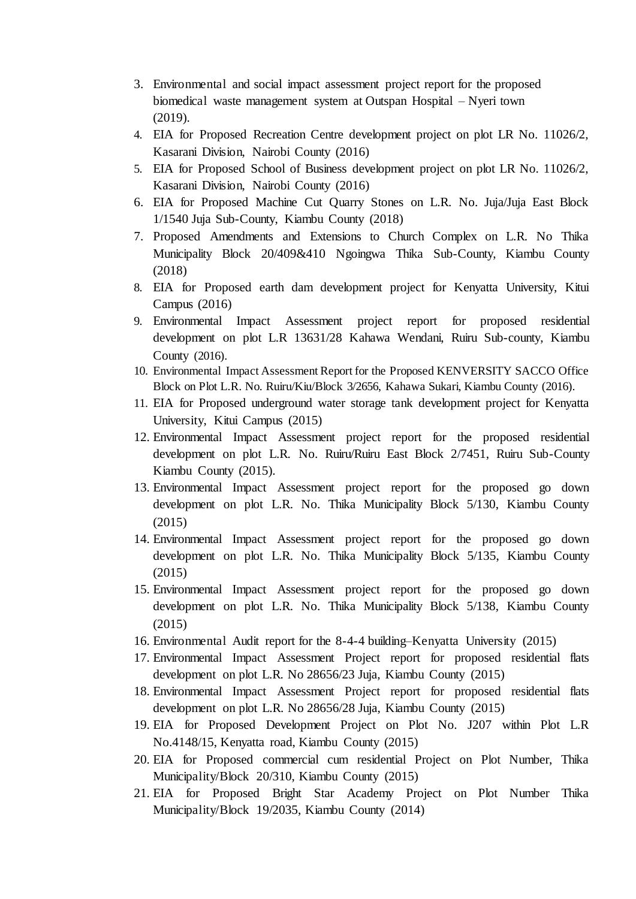3. Environmental and social impact assessment project report for the proposed biomedical waste management system at Outspan Hospital – Nyeri town (2019).
4. EIA for Proposed Recreation Centre development project on plot LR No. 11026/2, Kasarani Division, Nairobi County (2016)
5. EIA for Proposed School of Business development project on plot LR No. 11026/2, Kasarani Division, Nairobi County (2016)
6. EIA for Proposed Machine Cut Quarry Stones on L.R. No. Juja/Juja East Block 1/1540 Juja Sub-County, Kiambu County (2018)
7. Proposed Amendments and Extensions to Church Complex on L.R. No Thika Municipality Block 20/409&410 Ngoingwa Thika Sub-County, Kiambu County (2018)
8. EIA for Proposed earth dam development project for Kenyatta University, Kitui Campus (2016)
9. Environmental Impact Assessment project report for proposed residential development on plot L.R 13631/28 Kahawa Wendani, Ruiru Sub-county, Kiambu County (2016).
10. Environmental Impact Assessment Report for the Proposed KENVERSITY SACCO Office Block on Plot L.R. No. Ruiru/Kiu/Block 3/2656, Kahawa Sukari, Kiambu County (2016).
11. EIA for Proposed underground water storage tank development project for Kenyatta University, Kitui Campus (2015)
12. Environmental Impact Assessment project report for the proposed residential development on plot L.R. No. Ruiru/Ruiru East Block 2/7451, Ruiru Sub-County Kiambu County (2015).
13. Environmental Impact Assessment project report for the proposed go down development on plot L.R. No. Thika Municipality Block 5/130, Kiambu County (2015)
14. Environmental Impact Assessment project report for the proposed go down development on plot L.R. No. Thika Municipality Block 5/135, Kiambu County (2015)
15. Environmental Impact Assessment project report for the proposed go down development on plot L.R. No. Thika Municipality Block 5/138, Kiambu County (2015)
16. Environmental Audit report for the 8-4-4 building–Kenyatta University (2015)
17. Environmental Impact Assessment Project report for proposed residential flats development on plot L.R. No 28656/23 Juja, Kiambu County (2015)
18. Environmental Impact Assessment Project report for proposed residential flats development on plot L.R. No 28656/28 Juja, Kiambu County (2015)
19. EIA for Proposed Development Project on Plot No. J207 within Plot L.R No.4148/15, Kenyatta road, Kiambu County (2015)
20. EIA for Proposed commercial cum residential Project on Plot Number, Thika Municipality/Block 20/310, Kiambu County (2015)
21. EIA for Proposed Bright Star Academy Project on Plot Number Thika Municipality/Block 19/2035, Kiambu County (2014)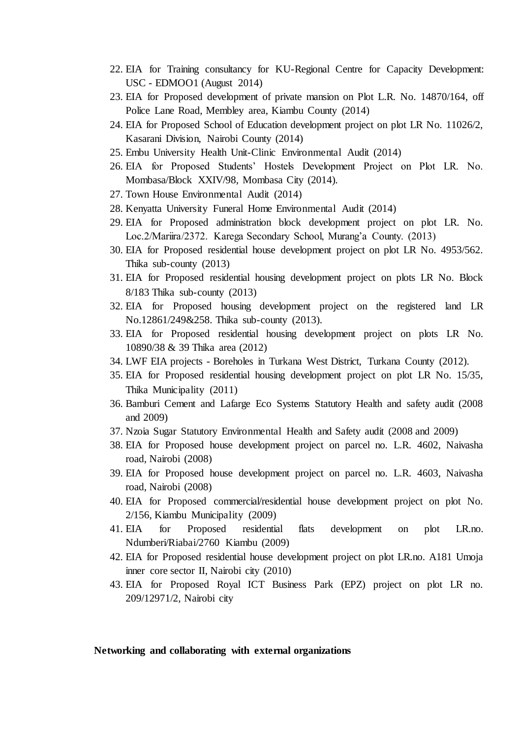22. EIA for Training consultancy for KU-Regional Centre for Capacity Development: USC - EDMOO1 (August 2014)
23. EIA for Proposed development of private mansion on Plot L.R. No. 14870/164, off Police Lane Road, Membley area, Kiambu County (2014)
24. EIA for Proposed School of Education development project on plot LR No. 11026/2, Kasarani Division, Nairobi County (2014)
25. Embu University Health Unit-Clinic Environmental Audit (2014)
26. EIA for Proposed Students' Hostels Development Project on Plot LR. No. Mombasa/Block XXIV/98, Mombasa City (2014).
27. Town House Environmental Audit (2014)
28. Kenyatta University Funeral Home Environmental Audit (2014)
29. EIA for Proposed administration block development project on plot LR. No. Loc.2/Mariira/2372. Karega Secondary School, Murang'a County. (2013)
30. EIA for Proposed residential house development project on plot LR No. 4953/562. Thika sub-county (2013)
31. EIA for Proposed residential housing development project on plots LR No. Block 8/183 Thika sub-county (2013)
32. EIA for Proposed housing development project on the registered land LR No.12861/249&258. Thika sub-county (2013).
33. EIA for Proposed residential housing development project on plots LR No. 10890/38 & 39 Thika area (2012)
34. LWF EIA projects - Boreholes in Turkana West District, Turkana County (2012).
35. EIA for Proposed residential housing development project on plot LR No. 15/35, Thika Municipality (2011)
36. Bamburi Cement and Lafarge Eco Systems Statutory Health and safety audit (2008 and 2009)
37. Nzoia Sugar Statutory Environmental Health and Safety audit (2008 and 2009)
38. EIA for Proposed house development project on parcel no. L.R. 4602, Naivasha road, Nairobi (2008)
39. EIA for Proposed house development project on parcel no. L.R. 4603, Naivasha road, Nairobi (2008)
40. EIA for Proposed commercial/residential house development project on plot No. 2/156, Kiambu Municipality (2009)
41. EIA for Proposed residential flats development on plot LR.no. Ndumberi/Riabai/2760 Kiambu (2009)
42. EIA for Proposed residential house development project on plot LR.no. A181 Umoja inner core sector II, Nairobi city (2010)
43. EIA for Proposed Royal ICT Business Park (EPZ) project on plot LR no. 209/12971/2, Nairobi city

**Networking and collaborating with external organizations**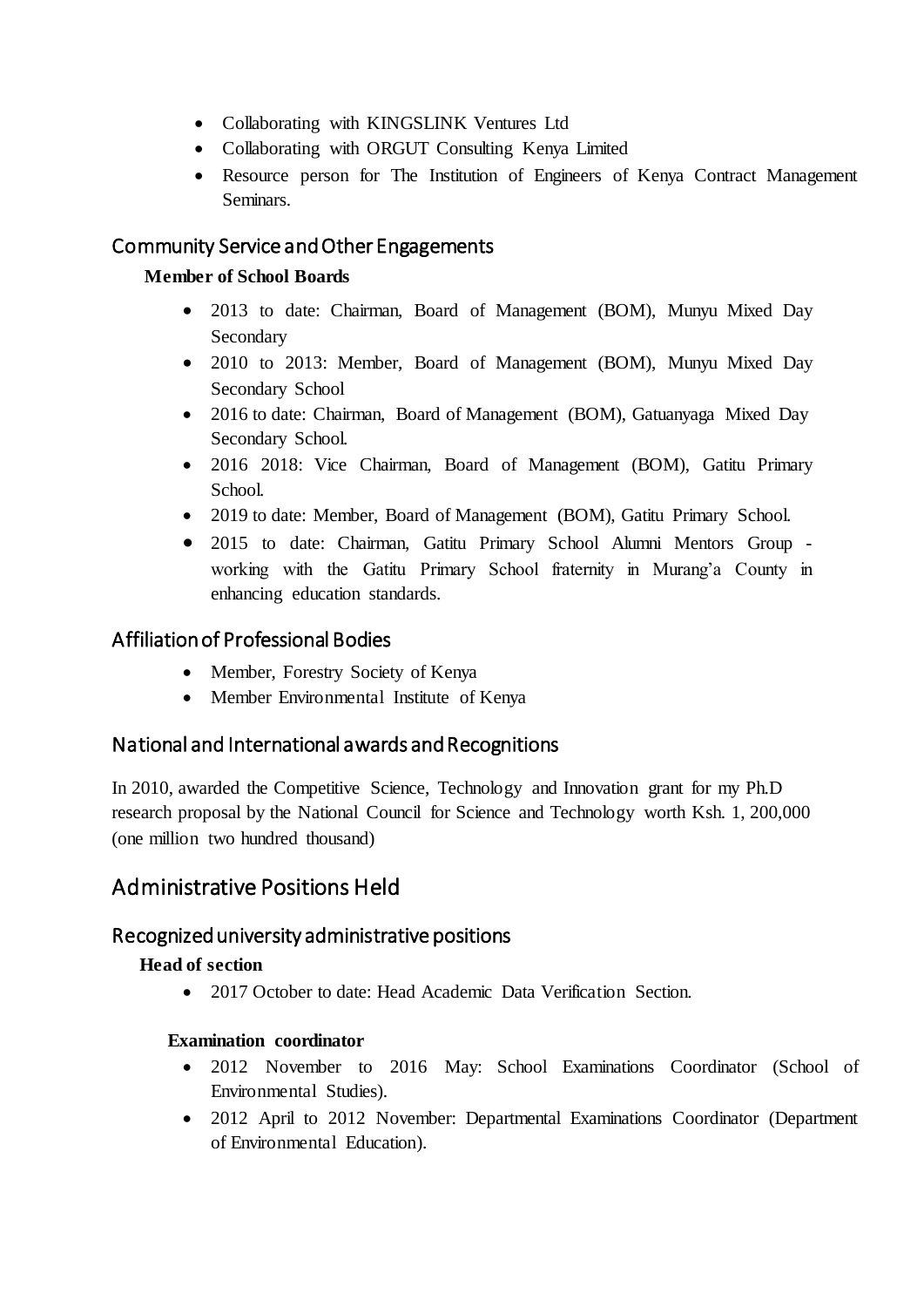- Collaborating with KINGSLINK Ventures Ltd
- Collaborating with ORGUT Consulting Kenya Limited
- Resource person for The Institution of Engineers of Kenya Contract Management Seminars.

### Community Service and Other Engagements

**Member of School Boards**

- 2013 to date: Chairman, Board of Management (BOM), Munyu Mixed Day Secondary
- 2010 to 2013: Member, Board of Management (BOM), Munyu Mixed Day Secondary School
- 2016 to date: Chairman, Board of Management (BOM), Gatuanyaga Mixed Day Secondary School.
- 2016 2018: Vice Chairman, Board of Management (BOM), Gatitu Primary School.
- 2019 to date: Member, Board of Management (BOM), Gatitu Primary School.
- 2015 to date: Chairman, Gatitu Primary School Alumni Mentors Group - working with the Gatitu Primary School fraternity in Murang'a County in enhancing education standards.

### Affiliation of Professional Bodies

- Member, Forestry Society of Kenya
- Member Environmental Institute of Kenya

### National and International awards and Recognitions

In 2010, awarded the Competitive Science, Technology and Innovation grant for my Ph.D research proposal by the National Council for Science and Technology worth Ksh. 1, 200,000 (one million two hundred thousand)

## Administrative Positions Held

### Recognized university administrative positions

**Head of section**

- 2017 October to date: Head Academic Data Verification Section.

**Examination coordinator**

- 2012 November to 2016 May: School Examinations Coordinator (School of Environmental Studies).
- 2012 April to 2012 November: Departmental Examinations Coordinator (Department of Environmental Education).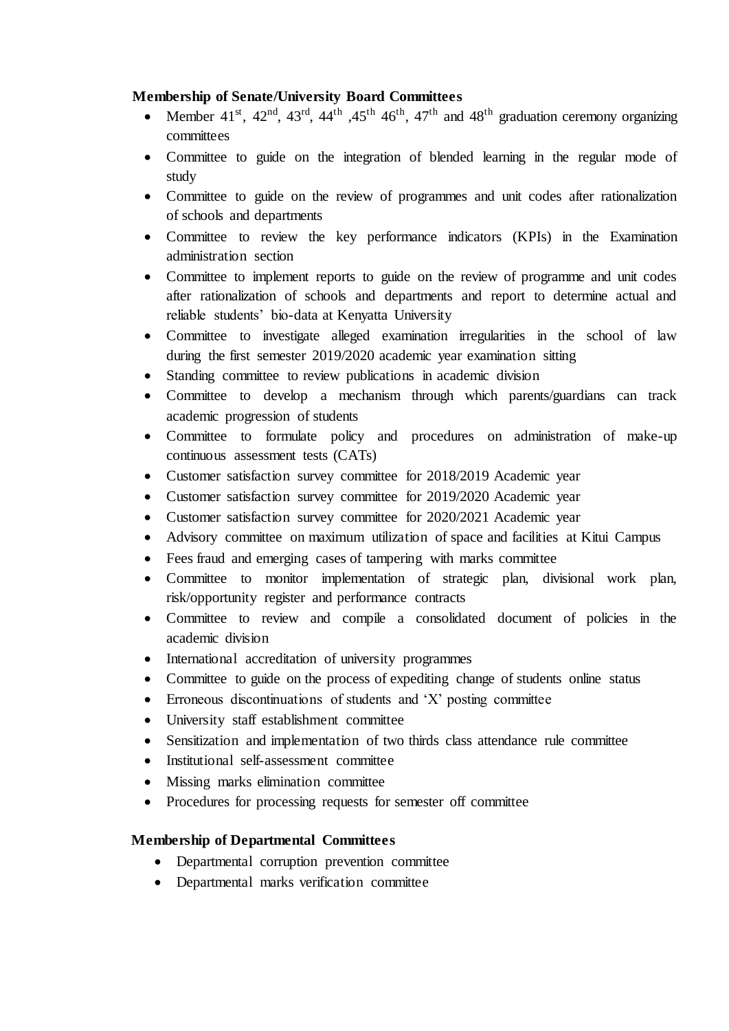**Membership of Senate/University Board Committees**

- Member 41st, 42nd, 43rd, 44th ,45th 46th, 47th and 48th graduation ceremony organizing committees
- Committee to guide on the integration of blended learning in the regular mode of study
- Committee to guide on the review of programmes and unit codes after rationalization of schools and departments
- Committee to review the key performance indicators (KPIs) in the Examination administration section
- Committee to implement reports to guide on the review of programme and unit codes after rationalization of schools and departments and report to determine actual and reliable students' bio-data at Kenyatta University
- Committee to investigate alleged examination irregularities in the school of law during the first semester 2019/2020 academic year examination sitting
- Standing committee to review publications in academic division
- Committee to develop a mechanism through which parents/guardians can track academic progression of students
- Committee to formulate policy and procedures on administration of make-up continuous assessment tests (CATs)
- Customer satisfaction survey committee for 2018/2019 Academic year
- Customer satisfaction survey committee for 2019/2020 Academic year
- Customer satisfaction survey committee for 2020/2021 Academic year
- Advisory committee on maximum utilization of space and facilities at Kitui Campus
- Fees fraud and emerging cases of tampering with marks committee
- Committee to monitor implementation of strategic plan, divisional work plan, risk/opportunity register and performance contracts
- Committee to review and compile a consolidated document of policies in the academic division
- International accreditation of university programmes
- Committee to guide on the process of expediting change of students online status
- Erroneous discontinuations of students and 'X' posting committee
- University staff establishment committee
- Sensitization and implementation of two thirds class attendance rule committee
- Institutional self-assessment committee
- Missing marks elimination committee
- Procedures for processing requests for semester off committee

**Membership of Departmental Committees**

- Departmental corruption prevention committee
- Departmental marks verification committee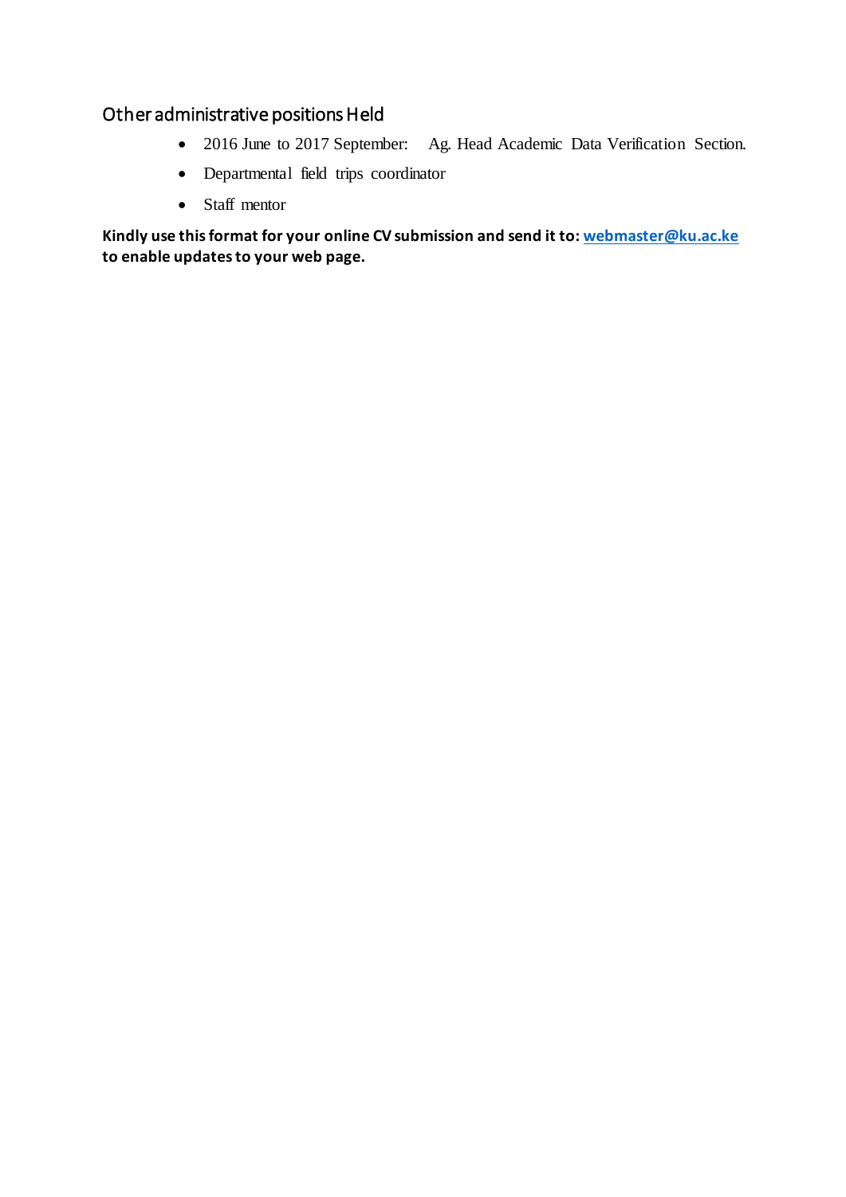## Other administrative positions Held

- 2016 June to 2017 September: Ag. Head Academic Data Verification Section.
- Departmental field trips coordinator
- Staff mentor

**Kindly use this format for your online CV submission and send it to: webmaster@ku.ac.ke to enable updates to your web page.**